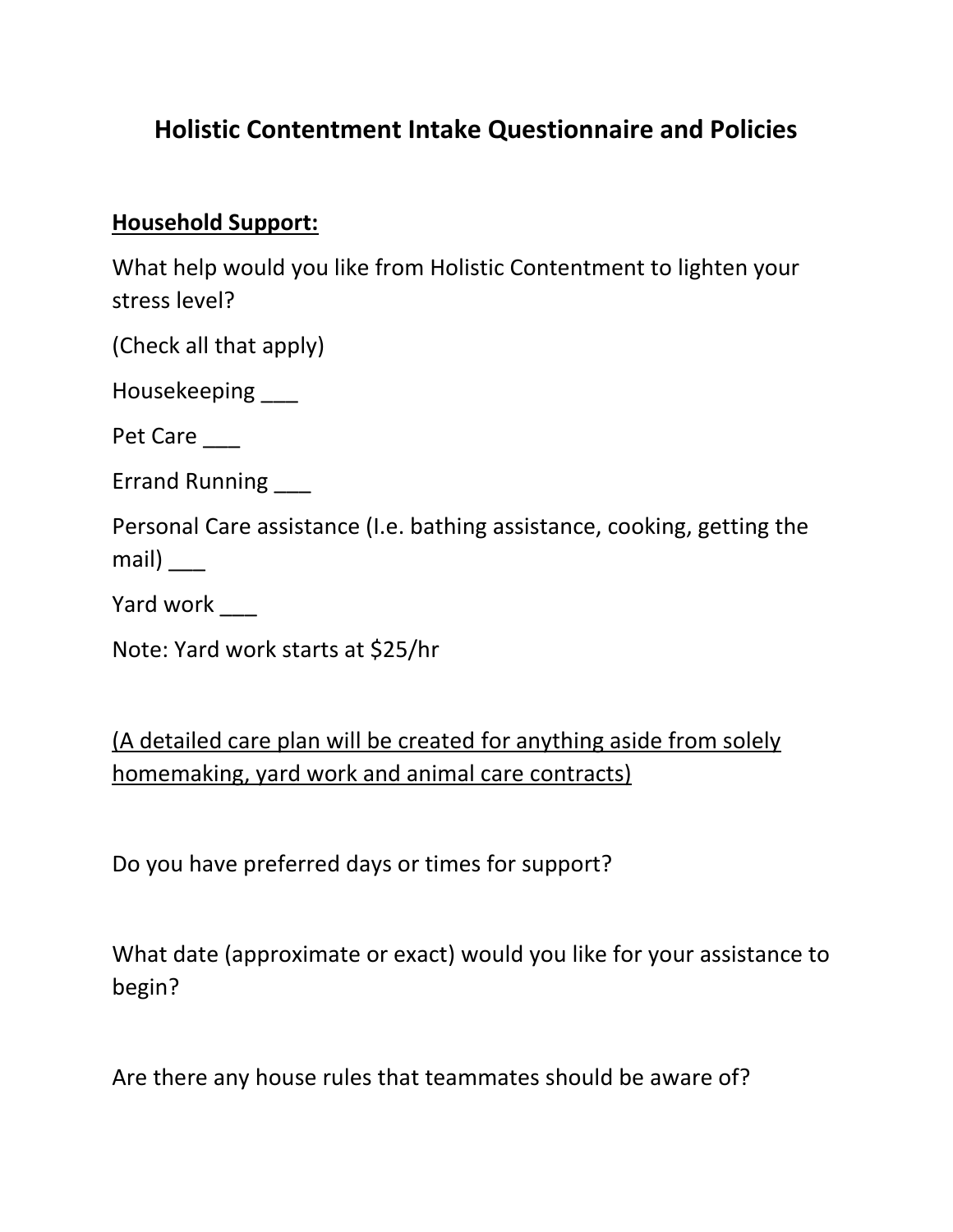# Holistic Contentment Intake Questionnaire and Policies

**<u>Household Support:</u>**

What help would you like from Holistic Contentment to lighten your stress level?

(Check all that apply)

Housekeeping ___

Pet Care ___

Errand Running ___

Personal Care assistance (I.e. bathing assistance, cooking, getting the mail) ___

Yard work ___

Note: Yard work starts at $25/hr

<u>(A detailed care plan will be created for anything aside from solely homemaking, yard work and animal care contracts)</u>

Do you have preferred days or times for support?

What date (approximate or exact) would you like for your assistance to begin?

Are there any house rules that teammates should be aware of?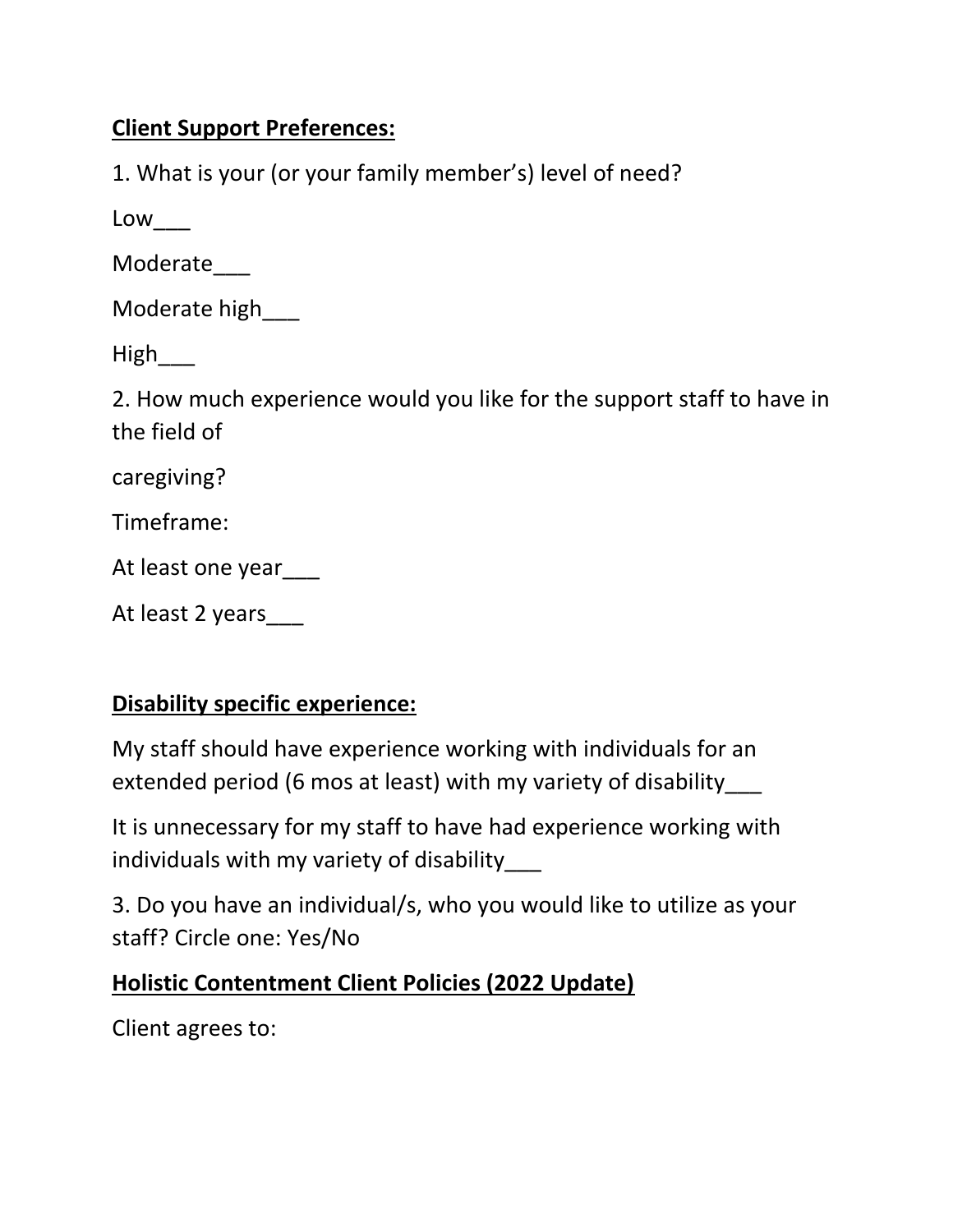**Client Support Preferences:**

1. What is your (or your family member's) level of need?

Low___

Moderate___

Moderate high___

High___

2. How much experience would you like for the support staff to have in the field of

caregiving?

Timeframe:

At least one year___

At least 2 years___

**Disability specific experience:**

My staff should have experience working with individuals for an extended period (6 mos at least) with my variety of disability___

It is unnecessary for my staff to have had experience working with individuals with my variety of disability___

3. Do you have an individual/s, who you would like to utilize as your staff? Circle one: Yes/No

**Holistic Contentment Client Policies (2022 Update)**

Client agrees to: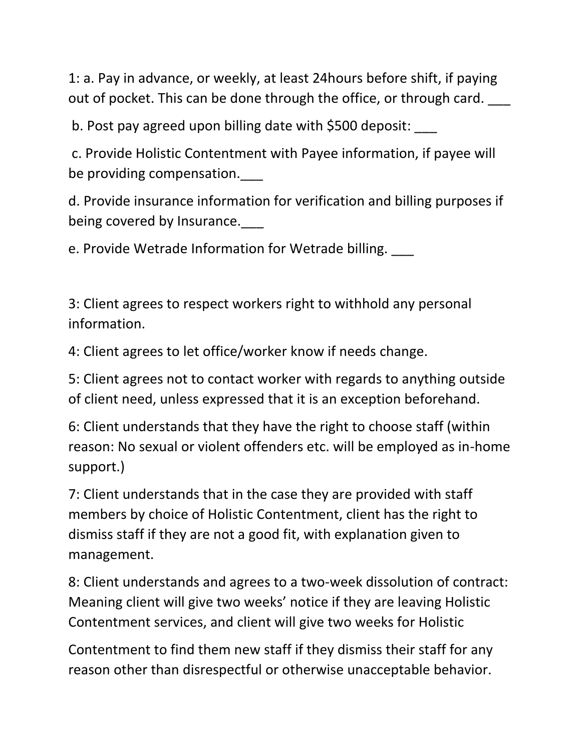1: a. Pay in advance, or weekly, at least 24hours before shift, if paying out of pocket. This can be done through the office, or through card. ___

b. Post pay agreed upon billing date with $500 deposit: ___

c. Provide Holistic Contentment with Payee information, if payee will be providing compensation.___

d. Provide insurance information for verification and billing purposes if being covered by Insurance.___

e. Provide Wetrade Information for Wetrade billing. ___

3: Client agrees to respect workers right to withhold any personal information.

4: Client agrees to let office/worker know if needs change.

5: Client agrees not to contact worker with regards to anything outside of client need, unless expressed that it is an exception beforehand.

6: Client understands that they have the right to choose staff (within reason: No sexual or violent offenders etc. will be employed as in-home support.)

7: Client understands that in the case they are provided with staff members by choice of Holistic Contentment, client has the right to dismiss staff if they are not a good fit, with explanation given to management.

8: Client understands and agrees to a two-week dissolution of contract: Meaning client will give two weeks' notice if they are leaving Holistic Contentment services, and client will give two weeks for Holistic

Contentment to find them new staff if they dismiss their staff for any reason other than disrespectful or otherwise unacceptable behavior.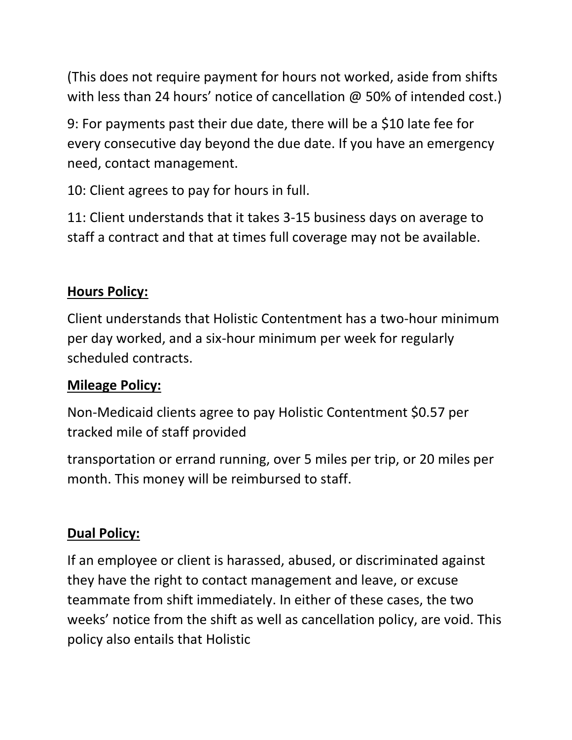(This does not require payment for hours not worked, aside from shifts with less than 24 hours' notice of cancellation @ 50% of intended cost.)

9: For payments past their due date, there will be a $10 late fee for every consecutive day beyond the due date. If you have an emergency need, contact management.

10: Client agrees to pay for hours in full.

11: Client understands that it takes 3-15 business days on average to staff a contract and that at times full coverage may not be available.

**Hours Policy:**

Client understands that Holistic Contentment has a two-hour minimum per day worked, and a six-hour minimum per week for regularly scheduled contracts.

**Mileage Policy:**

Non-Medicaid clients agree to pay Holistic Contentment $0.57 per tracked mile of staff provided

transportation or errand running, over 5 miles per trip, or 20 miles per month. This money will be reimbursed to staff.

**Dual Policy:**

If an employee or client is harassed, abused, or discriminated against they have the right to contact management and leave, or excuse teammate from shift immediately. In either of these cases, the two weeks' notice from the shift as well as cancellation policy, are void. This policy also entails that Holistic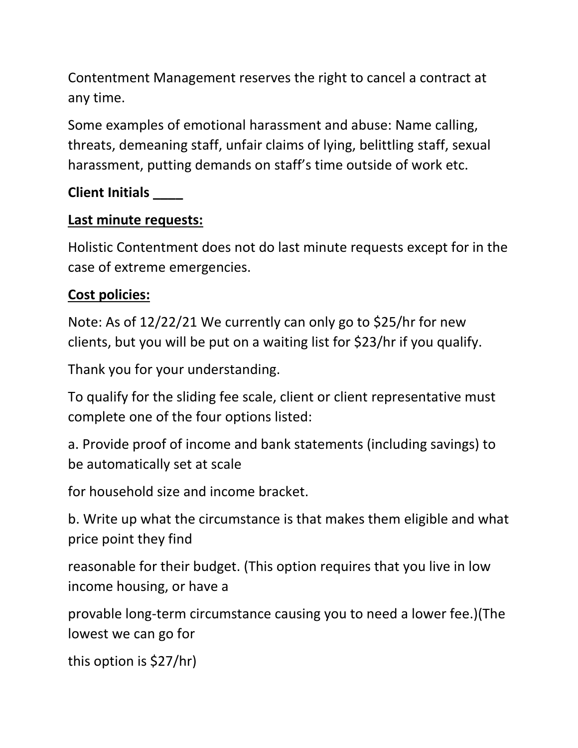Contentment Management reserves the right to cancel a contract at any time.

Some examples of emotional harassment and abuse: Name calling, threats, demeaning staff, unfair claims of lying, belittling staff, sexual harassment, putting demands on staff's time outside of work etc.

**Client Initials ____**

**<u>Last minute requests:</u>**

Holistic Contentment does not do last minute requests except for in the case of extreme emergencies.

**<u>Cost policies:</u>**

Note: As of 12/22/21 We currently can only go to $25/hr for new clients, but you will be put on a waiting list for $23/hr if you qualify.

Thank you for your understanding.

To qualify for the sliding fee scale, client or client representative must complete one of the four options listed:

a. Provide proof of income and bank statements (including savings) to be automatically set at scale

for household size and income bracket.

b. Write up what the circumstance is that makes them eligible and what price point they find

reasonable for their budget. (This option requires that you live in low income housing, or have a

provable long-term circumstance causing you to need a lower fee.)(The lowest we can go for

this option is $27/hr)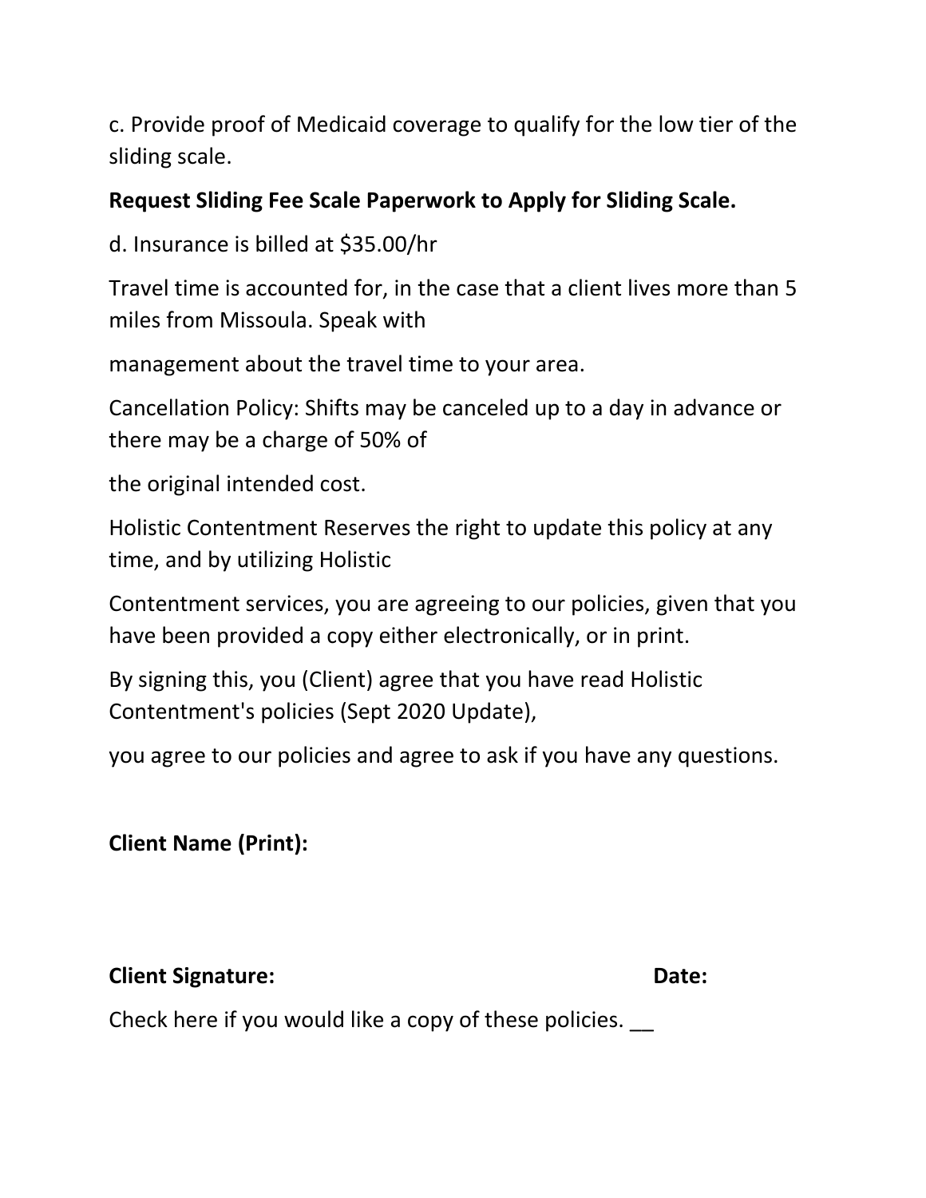c. Provide proof of Medicaid coverage to qualify for the low tier of the sliding scale.

**Request Sliding Fee Scale Paperwork to Apply for Sliding Scale.**

d. Insurance is billed at $35.00/hr

Travel time is accounted for, in the case that a client lives more than 5 miles from Missoula. Speak with

management about the travel time to your area.

Cancellation Policy: Shifts may be canceled up to a day in advance or there may be a charge of 50% of

the original intended cost.

Holistic Contentment Reserves the right to update this policy at any time, and by utilizing Holistic

Contentment services, you are agreeing to our policies, given that you have been provided a copy either electronically, or in print.

By signing this, you (Client) agree that you have read Holistic Contentment's policies (Sept 2020 Update),

you agree to our policies and agree to ask if you have any questions.

**Client Name (Print):**

**Client Signature:** **Date:**

Check here if you would like a copy of these policies. __